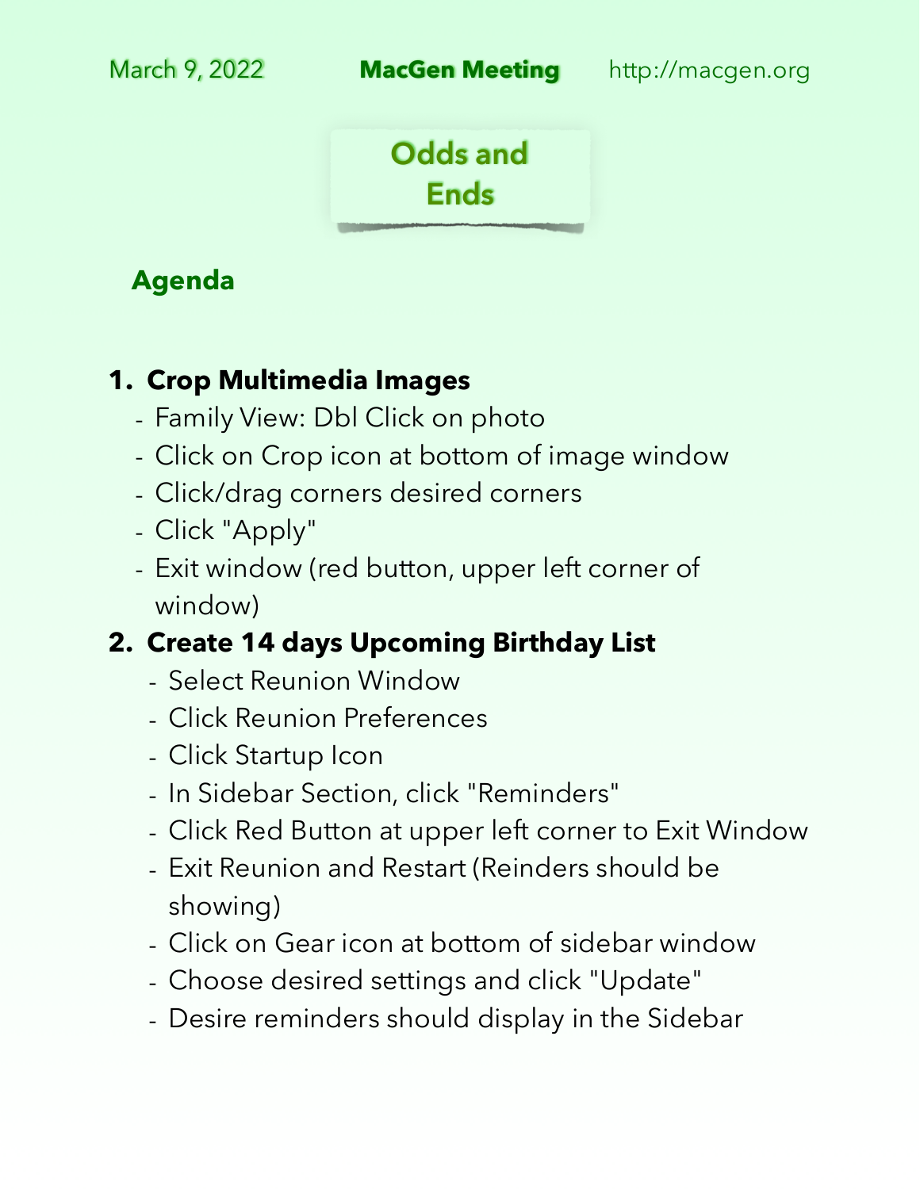March 9, 2022 **MacGen Meeting** http://macgen.org

# Odds and Ends

## Agenda

1. **Crop Multimedia Images**
   - Family View: Dbl Click on photo
   - Click on Crop icon at bottom of image window
   - Click/drag corners desired corners
   - Click "Apply"
   - Exit window (red button, upper left corner of window)
2. **Create 14 days Upcoming Birthday List**
   - Select Reunion Window
   - Click Reunion Preferences
   - Click Startup Icon
   - In Sidebar Section, click "Reminders"
   - Click Red Button at upper left corner to Exit Window
   - Exit Reunion and Restart (Reinders should be showing)
   - Click on Gear icon at bottom of sidebar window
   - Choose desired settings and click "Update"
   - Desire reminders should display in the Sidebar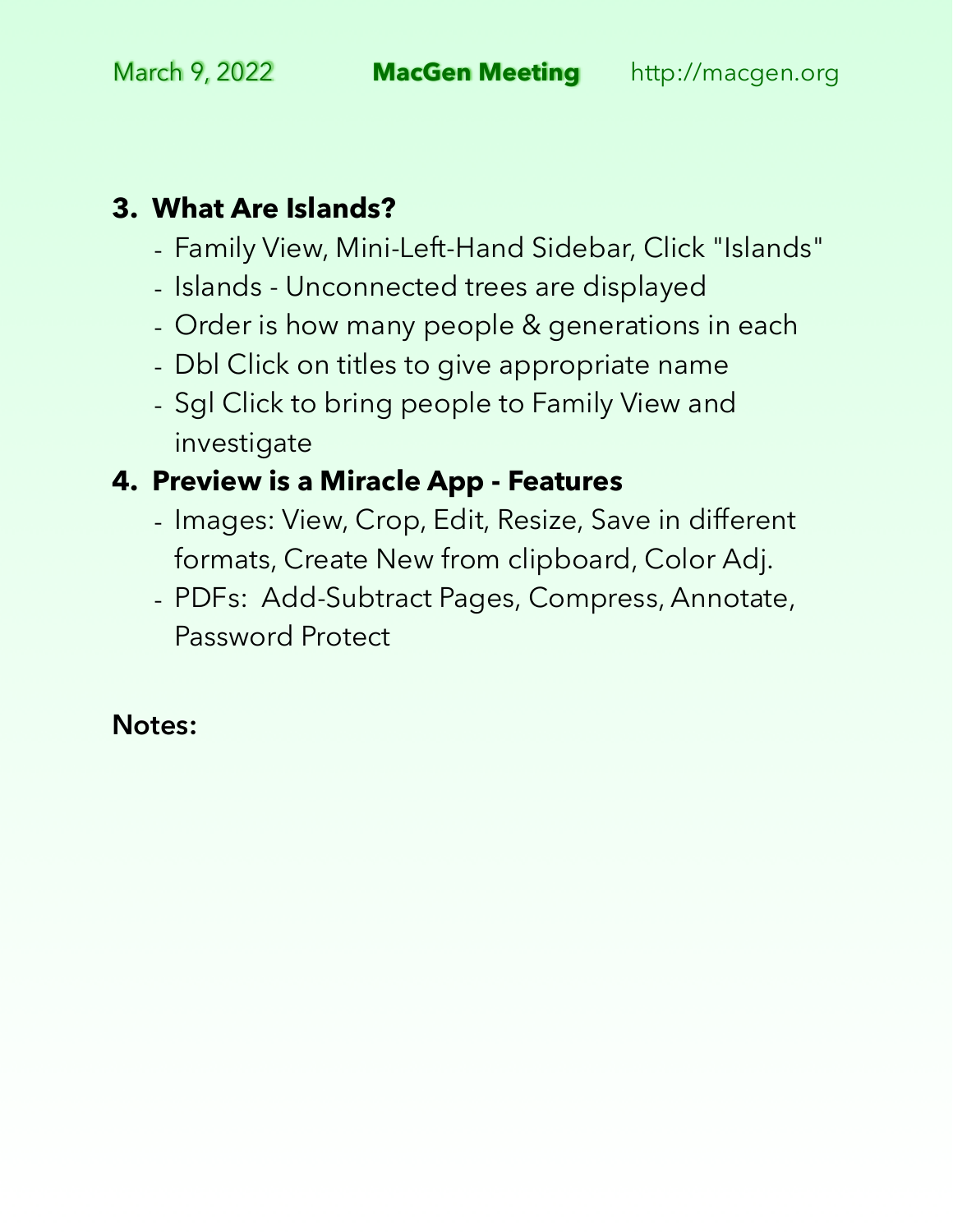3. **What Are Islands?**
   - Family View, Mini-Left-Hand Sidebar, Click "Islands"
   - Islands - Unconnected trees are displayed
   - Order is how many people & generations in each
   - Dbl Click on titles to give appropriate name
   - Sgl Click to bring people to Family View and investigate
4. **Preview is a Miracle App - Features**
   - Images: View, Crop, Edit, Resize, Save in different formats, Create New from clipboard, Color Adj.
   - PDFs: Add-Subtract Pages, Compress, Annotate, Password Protect

**Notes:**